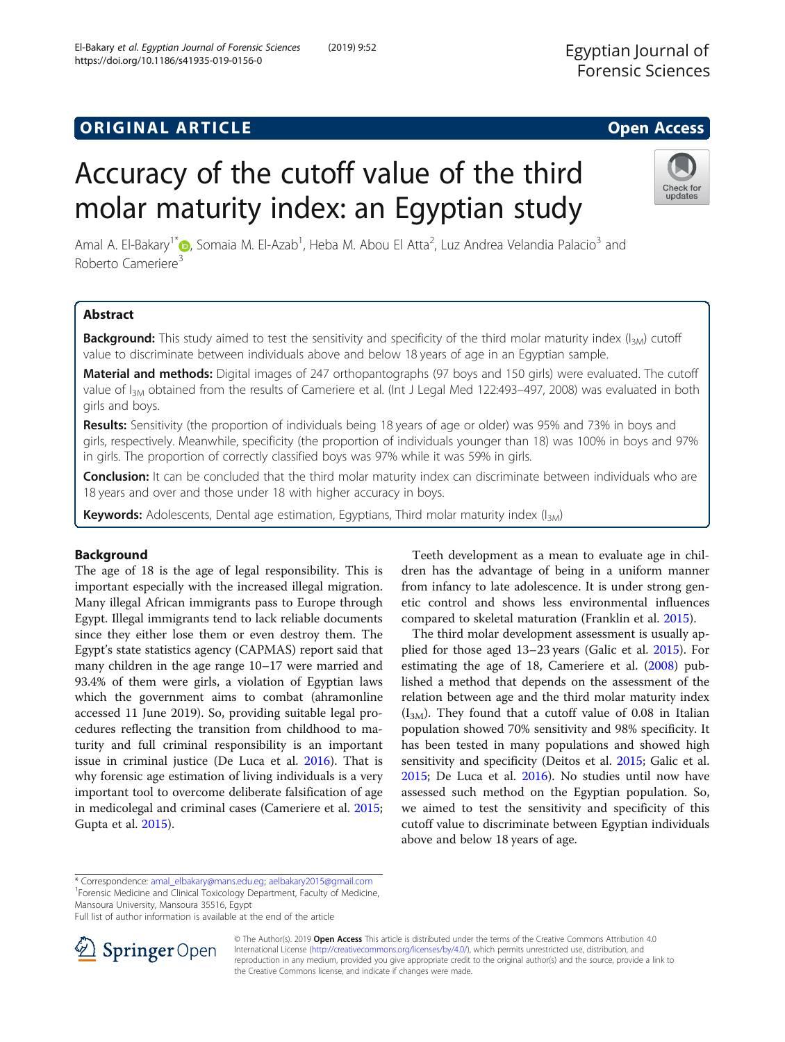ORIGINAL ARTICLE

Open Access

# Accuracy of the cutoff value of the third molar maturity index: an Egyptian study

Amal A. El-Bakary[1*], Somaia M. El-Azab[1], Heba M. Abou El Atta[2], Luz Andrea Velandia Palacio[3] and Roberto Cameriere[3]

## Abstract

**Background:** This study aimed to test the sensitivity and specificity of the third molar maturity index ($I_{3M}$) cutoff value to discriminate between individuals above and below 18 years of age in an Egyptian sample.

**Material and methods:** Digital images of 247 orthopantographs (97 boys and 150 girls) were evaluated. The cutoff value of $I_{3M}$ obtained from the results of Cameriere et al. (Int J Legal Med 122:493–497, 2008) was evaluated in both girls and boys.

**Results:** Sensitivity (the proportion of individuals being 18 years of age or older) was 95% and 73% in boys and girls, respectively. Meanwhile, specificity (the proportion of individuals younger than 18) was 100% in boys and 97% in girls. The proportion of correctly classified boys was 97% while it was 59% in girls.

**Conclusion:** It can be concluded that the third molar maturity index can discriminate between individuals who are 18 years and over and those under 18 with higher accuracy in boys.

**Keywords:** Adolescents, Dental age estimation, Egyptians, Third molar maturity index ($I_{3M}$)

## Background

The age of 18 is the age of legal responsibility. This is important especially with the increased illegal migration. Many illegal African immigrants pass to Europe through Egypt. Illegal immigrants tend to lack reliable documents since they either lose them or even destroy them. The Egypt's state statistics agency (CAPMAS) report said that many children in the age range 10–17 were married and 93.4% of them were girls, a violation of Egyptian laws which the government aims to combat (ahramonline accessed 11 June 2019). So, providing suitable legal procedures reflecting the transition from childhood to maturity and full criminal responsibility is an important issue in criminal justice (De Luca et al. 2016). That is why forensic age estimation of living individuals is a very important tool to overcome deliberate falsification of age in medicolegal and criminal cases (Cameriere et al. 2015; Gupta et al. 2015).

Teeth development as a mean to evaluate age in children has the advantage of being in a uniform manner from infancy to late adolescence. It is under strong genetic control and shows less environmental influences compared to skeletal maturation (Franklin et al. 2015).

The third molar development assessment is usually applied for those aged 13–23 years (Galic et al. 2015). For estimating the age of 18, Cameriere et al. (2008) published a method that depends on the assessment of the relation between age and the third molar maturity index ($I_{3M}$). They found that a cutoff value of 0.08 in Italian population showed 70% sensitivity and 98% specificity. It has been tested in many populations and showed high sensitivity and specificity (Deitos et al. 2015; Galic et al. 2015; De Luca et al. 2016). No studies until now have assessed such method on the Egyptian population. So, we aimed to test the sensitivity and specificity of this cutoff value to discriminate between Egyptian individuals above and below 18 years of age.

* Correspondence: amal_elbakary@mans.edu.eg; aelbakary2015@gmail.com
[1]Forensic Medicine and Clinical Toxicology Department, Faculty of Medicine, Mansoura University, Mansoura 35516, Egypt
Full list of author information is available at the end of the article

© The Author(s). 2019 **Open Access** This article is distributed under the terms of the Creative Commons Attribution 4.0 International License (http://creativecommons.org/licenses/by/4.0/), which permits unrestricted use, distribution, and reproduction in any medium, provided you give appropriate credit to the original author(s) and the source, provide a link to the Creative Commons license, and indicate if changes were made.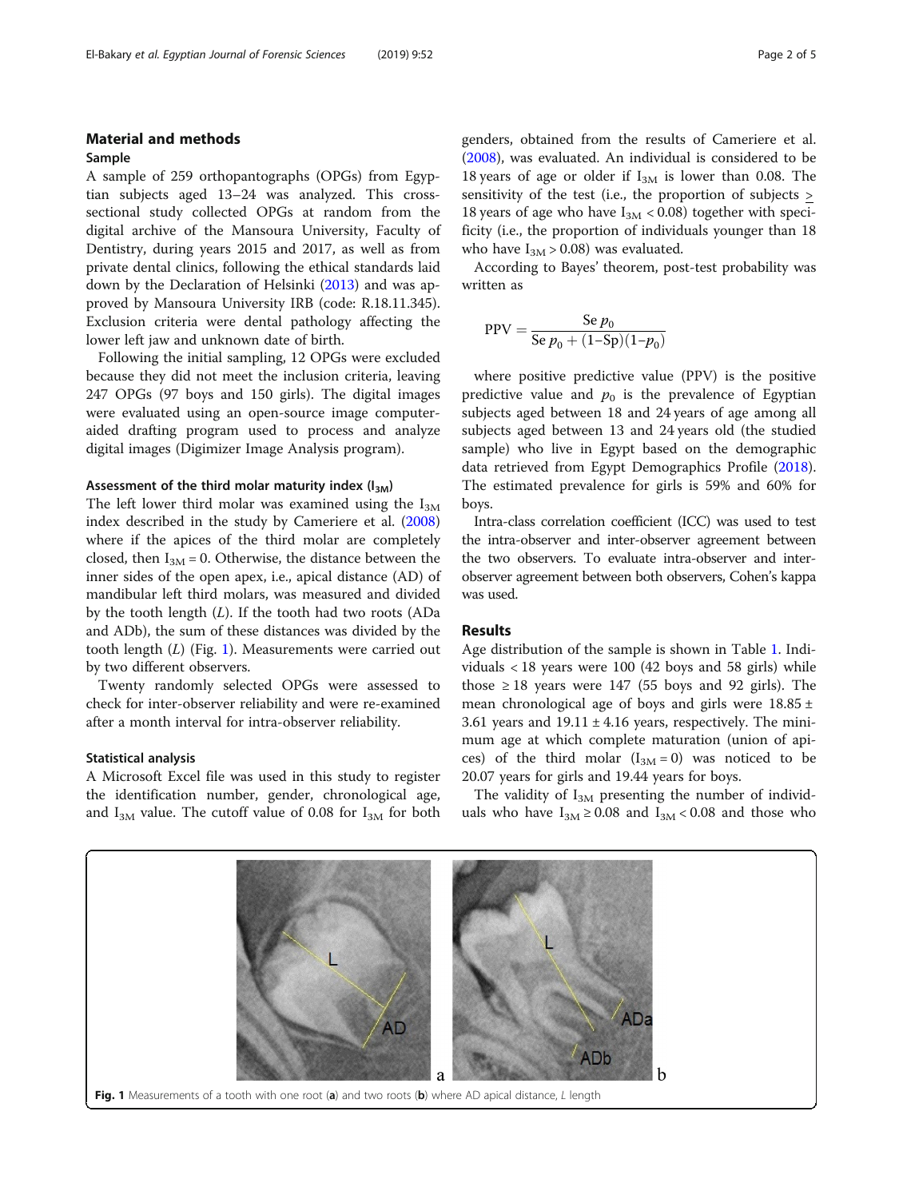## Material and methods

### Sample

A sample of 259 orthopantographs (OPGs) from Egyptian subjects aged 13–24 was analyzed. This cross-sectional study collected OPGs at random from the digital archive of the Mansoura University, Faculty of Dentistry, during years 2015 and 2017, as well as from private dental clinics, following the ethical standards laid down by the Declaration of Helsinki (2013) and was approved by Mansoura University IRB (code: R.18.11.345). Exclusion criteria were dental pathology affecting the lower left jaw and unknown date of birth.

Following the initial sampling, 12 OPGs were excluded because they did not meet the inclusion criteria, leaving 247 OPGs (97 boys and 150 girls). The digital images were evaluated using an open-source image computer-aided drafting program used to process and analyze digital images (Digimizer Image Analysis program).

#### Assessment of the third molar maturity index ($I_{3M}$)

The left lower third molar was examined using the $I_{3M}$ index described in the study by Cameriere et al. (2008) where if the apices of the third molar are completely closed, then $I_{3M} = 0$. Otherwise, the distance between the inner sides of the open apex, i.e., apical distance (AD) of mandibular left third molars, was measured and divided by the tooth length ($L$). If the tooth had two roots (ADa and ADb), the sum of these distances was divided by the tooth length ($L$) (Fig. 1). Measurements were carried out by two different observers.

Twenty randomly selected OPGs were assessed to check for inter-observer reliability and were re-examined after a month interval for intra-observer reliability.

### Statistical analysis

A Microsoft Excel file was used in this study to register the identification number, gender, chronological age, and $I_{3M}$ value. The cutoff value of 0.08 for $I_{3M}$ for both genders, obtained from the results of Cameriere et al. (2008), was evaluated. An individual is considered to be 18 years of age or older if $I_{3M}$ is lower than 0.08. The sensitivity of the test (i.e., the proportion of subjects $\geq$ 18 years of age who have $I_{3M} < 0.08$) together with specificity (i.e., the proportion of individuals younger than 18 who have $I_{3M} > 0.08$) was evaluated.

According to Bayes' theorem, post-test probability was written as

$$\mathrm{PPV} = \frac{\mathrm{Se}\, p_0}{\mathrm{Se}\, p_0 + (1{-}\mathrm{Sp})(1{-}p_0)}$$

where positive predictive value (PPV) is the positive predictive value and $p_0$ is the prevalence of Egyptian subjects aged between 18 and 24 years of age among all subjects aged between 13 and 24 years old (the studied sample) who live in Egypt based on the demographic data retrieved from Egypt Demographics Profile (2018). The estimated prevalence for girls is 59% and 60% for boys.

Intra-class correlation coefficient (ICC) was used to test the intra-observer and inter-observer agreement between the two observers. To evaluate intra-observer and inter-observer agreement between both observers, Cohen's kappa was used.

## Results

Age distribution of the sample is shown in Table 1. Individuals < 18 years were 100 (42 boys and 58 girls) while those ≥ 18 years were 147 (55 boys and 92 girls). The mean chronological age of boys and girls were 18.85 ± 3.61 years and 19.11 ± 4.16 years, respectively. The minimum age at which complete maturation (union of apices) of the third molar ($I_{3M} = 0$) was noticed to be 20.07 years for girls and 19.44 years for boys.

The validity of $I_{3M}$ presenting the number of individuals who have $I_{3M} \geq 0.08$ and $I_{3M} < 0.08$ and those who

**Fig. 1** Measurements of a tooth with one root (**a**) and two roots (**b**) where AD apical distance, *L* length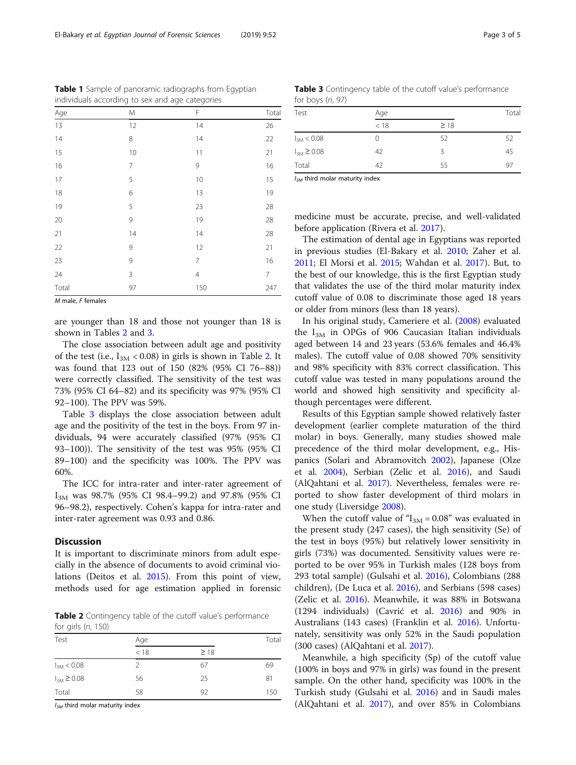**Table 1** Sample of panoramic radiographs from Egyptian individuals according to sex and age categories

| Age | M | F | Total |
|---|---|---|---|
| 13 | 12 | 14 | 26 |
| 14 | 8 | 14 | 22 |
| 15 | 10 | 11 | 21 |
| 16 | 7 | 9 | 16 |
| 17 | 5 | 10 | 15 |
| 18 | 6 | 13 | 19 |
| 19 | 5 | 23 | 28 |
| 20 | 9 | 19 | 28 |
| 21 | 14 | 14 | 28 |
| 22 | 9 | 12 | 21 |
| 23 | 9 | 7 | 16 |
| 24 | 3 | 4 | 7 |
| Total | 97 | 150 | 247 |

*M* male, *F* females

are younger than 18 and those not younger than 18 is shown in Tables 2 and 3.

The close association between adult age and positivity of the test (i.e., $I_{3M} < 0.08$) in girls is shown in Table 2. It was found that 123 out of 150 (82% (95% CI 76–88)) were correctly classified. The sensitivity of the test was 73% (95% CI 64–82) and its specificity was 97% (95% CI 92–100). The PPV was 59%.

Table 3 displays the close association between adult age and the positivity of the test in the boys. From 97 individuals, 94 were accurately classified (97% (95% CI 93–100)). The sensitivity of the test was 95% (95% CI 89–100) and the specificity was 100%. The PPV was 60%.

The ICC for intra-rater and inter-rater agreement of $I_{3M}$ was 98.7% (95% CI 98.4–99.2) and 97.8% (95% CI 96–98.2), respectively. Cohen's kappa for intra-rater and inter-rater agreement was 0.93 and 0.86.

## Discussion

It is important to discriminate minors from adult especially in the absence of documents to avoid criminal violations (Deitos et al. 2015). From this point of view, methods used for age estimation applied in forensic medicine must be accurate, precise, and well-validated before application (Rivera et al. 2017).

**Table 2** Contingency table of the cutoff value's performance for girls (*n*, 150)

| Test | Age | | Total |
|---|---|---|---|
| | < 18 | ≥ 18 | |
| $I_{3M} < 0.08$ | 2 | 67 | 69 |
| $I_{3M} \geq 0.08$ | 56 | 25 | 81 |
| Total | 58 | 92 | 150 |

$I_{3M}$ third molar maturity index

**Table 3** Contingency table of the cutoff value's performance for boys (*n*, 97)

| Test | Age | | Total |
|---|---|---|---|
| | < 18 | ≥ 18 | |
| $I_{3M} < 0.08$ | 0 | 52 | 52 |
| $I_{3M} \geq 0.08$ | 42 | 3 | 45 |
| Total | 42 | 55 | 97 |

$I_{3M}$ third molar maturity index

The estimation of dental age in Egyptians was reported in previous studies (El-Bakary et al. 2010; Zaher et al. 2011; El Morsi et al. 2015; Wahdan et al. 2017). But, to the best of our knowledge, this is the first Egyptian study that validates the use of the third molar maturity index cutoff value of 0.08 to discriminate those aged 18 years or older from minors (less than 18 years).

In his original study, Cameriere et al. (2008) evaluated the $I_{3M}$ in OPGs of 906 Caucasian Italian individuals aged between 14 and 23 years (53.6% females and 46.4% males). The cutoff value of 0.08 showed 70% sensitivity and 98% specificity with 83% correct classification. This cutoff value was tested in many populations around the world and showed high sensitivity and specificity although percentages were different.

Results of this Egyptian sample showed relatively faster development (earlier complete maturation of the third molar) in boys. Generally, many studies showed male precedence of the third molar development, e.g., Hispanics (Solari and Abramovitch 2002), Japanese (Olze et al. 2004), Serbian (Zelic et al. 2016), and Saudi (AlQahtani et al. 2017). Nevertheless, females were reported to show faster development of third molars in one study (Liversidge 2008).

When the cutoff value of "$I_{3M} = 0.08$" was evaluated in the present study (247 cases), the high sensitivity (Se) of the test in boys (95%) but relatively lower sensitivity in girls (73%) was documented. Sensitivity values were reported to be over 95% in Turkish males (128 boys from 293 total sample) (Gulsahi et al. 2016), Colombians (288 children), (De Luca et al. 2016), and Serbians (598 cases) (Zelic et al. 2016). Meanwhile, it was 88% in Botswana (1294 individuals) (Cavrić et al. 2016) and 90% in Australians (143 cases) (Franklin et al. 2016). Unfortunately, sensitivity was only 52% in the Saudi population (300 cases) (AlQahtani et al. 2017).

Meanwhile, a high specificity (Sp) of the cutoff value (100% in boys and 97% in girls) was found in the present sample. On the other hand, specificity was 100% in the Turkish study (Gulsahi et al. 2016) and in Saudi males (AlQahtani et al. 2017), and over 85% in Colombians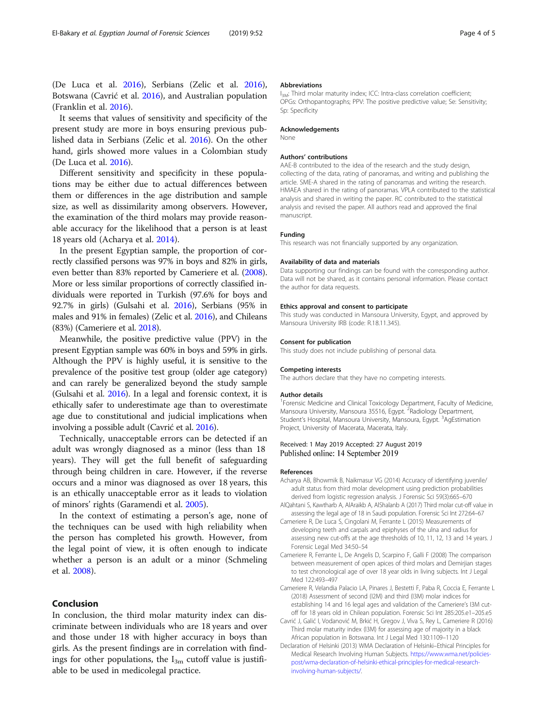(De Luca et al. 2016), Serbians (Zelic et al. 2016), Botswana (Cavrić et al. 2016), and Australian population (Franklin et al. 2016).

It seems that values of sensitivity and specificity of the present study are more in boys ensuring previous published data in Serbians (Zelic et al. 2016). On the other hand, girls showed more values in a Colombian study (De Luca et al. 2016).

Different sensitivity and specificity in these populations may be either due to actual differences between them or differences in the age distribution and sample size, as well as dissimilarity among observers. However, the examination of the third molars may provide reasonable accuracy for the likelihood that a person is at least 18 years old (Acharya et al. 2014).

In the present Egyptian sample, the proportion of correctly classified persons was 97% in boys and 82% in girls, even better than 83% reported by Cameriere et al. (2008). More or less similar proportions of correctly classified individuals were reported in Turkish (97.6% for boys and 92.7% in girls) (Gulsahi et al. 2016), Serbians (95% in males and 91% in females) (Zelic et al. 2016), and Chileans (83%) (Cameriere et al. 2018).

Meanwhile, the positive predictive value (PPV) in the present Egyptian sample was 60% in boys and 59% in girls. Although the PPV is highly useful, it is sensitive to the prevalence of the positive test group (older age category) and can rarely be generalized beyond the study sample (Gulsahi et al. 2016). In a legal and forensic context, it is ethically safer to underestimate age than to overestimate age due to constitutional and judicial implications when involving a possible adult (Cavrić et al. 2016).

Technically, unacceptable errors can be detected if an adult was wrongly diagnosed as a minor (less than 18 years). They will get the full benefit of safeguarding through being children in care. However, if the reverse occurs and a minor was diagnosed as over 18 years, this is an ethically unacceptable error as it leads to violation of minors' rights (Garamendi et al. 2005).

In the context of estimating a person's age, none of the techniques can be used with high reliability when the person has completed his growth. However, from the legal point of view, it is often enough to indicate whether a person is an adult or a minor (Schmeling et al. 2008).

## Conclusion

In conclusion, the third molar maturity index can discriminate between individuals who are 18 years and over and those under 18 with higher accuracy in boys than girls. As the present findings are in correlation with findings for other populations, the $I_{3m}$ cutoff value is justifiable to be used in medicolegal practice.

### Abbreviations

$I_{3M}$: Third molar maturity index; ICC: Intra-class correlation coefficient; OPGs: Orthopantographs; PPV: The positive predictive value; Se: Sensitivity; Sp: Specificity

### Acknowledgements

None

### Authors' contributions

AAE-B contributed to the idea of the research and the study design, collecting of the data, rating of panoramas, and writing and publishing the article. SME-A shared in the rating of panoramas and writing the research. HMAEA shared in the rating of panoramas. VPLA contributed to the statistical analysis and shared in writing the paper. RC contributed to the statistical analysis and revised the paper. All authors read and approved the final manuscript.

### Funding

This research was not financially supported by any organization.

### Availability of data and materials

Data supporting our findings can be found with the corresponding author. Data will not be shared, as it contains personal information. Please contact the author for data requests.

### Ethics approval and consent to participate

This study was conducted in Mansoura University, Egypt, and approved by Mansoura University IRB (code: R.18.11.345).

### Consent for publication

This study does not include publishing of personal data.

### Competing interests

The authors declare that they have no competing interests.

### Author details

[1]Forensic Medicine and Clinical Toxicology Department, Faculty of Medicine, Mansoura University, Mansoura 35516, Egypt. [2]Radiology Department, Student's Hospital, Mansoura University, Mansoura, Egypt. [3]AgEstimation Project, University of Macerata, Macerata, Italy.

Received: 1 May 2019 Accepted: 27 August 2019
Published online: 14 September 2019

### References

Acharya AB, Bhowmik B, Naikmasur VG (2014) Accuracy of identifying juvenile/adult status from third molar development using prediction probabilities derived from logistic regression analysis. J Forensic Sci 59(3):665–670

AlQahtani S, Kawtharb A, AlAraikb A, AlShalanb A (2017) Third molar cut-off value in assessing the legal age of 18 in Saudi population. Forensic Sci Int 272:64–67

Cameriere R, De Luca S, Cingolani M, Ferrante L (2015) Measurements of developing teeth and carpals and epiphyses of the ulna and radius for assessing new cut-offs at the age thresholds of 10, 11, 12, 13 and 14 years. J Forensic Legal Med 34:50–54

Cameriere R, Ferrante L, De Angelis D, Scarpino F, Galli F (2008) The comparison between measurement of open apices of third molars and Demirjian stages to test chronological age of over 18 year olds in living subjects. Int J Legal Med 122:493–497

Cameriere R, Velandia Palacio LA, Pinares J, Bestetti F, Paba R, Coccia E, Ferrante L (2018) Assessment of second (I2M) and third (I3M) molar indices for establishing 14 and 16 legal ages and validation of the Cameriere's I3M cut-off for 18 years old in Chilean population. Forensic Sci Int 285:205.e1–205.e5

Cavrić J, Galić I, Vodanović M, Brkić H, Gregov J, Viva S, Rey L, Cameriere R (2016) Third molar maturity index (I3M) for assessing age of majority in a black African population in Botswana. Int J Legal Med 130:1109–1120

Declaration of Helsinki (2013) WMA Declaration of Helsinki–Ethical Principles for Medical Research Involving Human Subjects. https://www.wma.net/policies-post/wma-declaration-of-helsinki-ethical-principles-for-medical-research-involving-human-subjects/.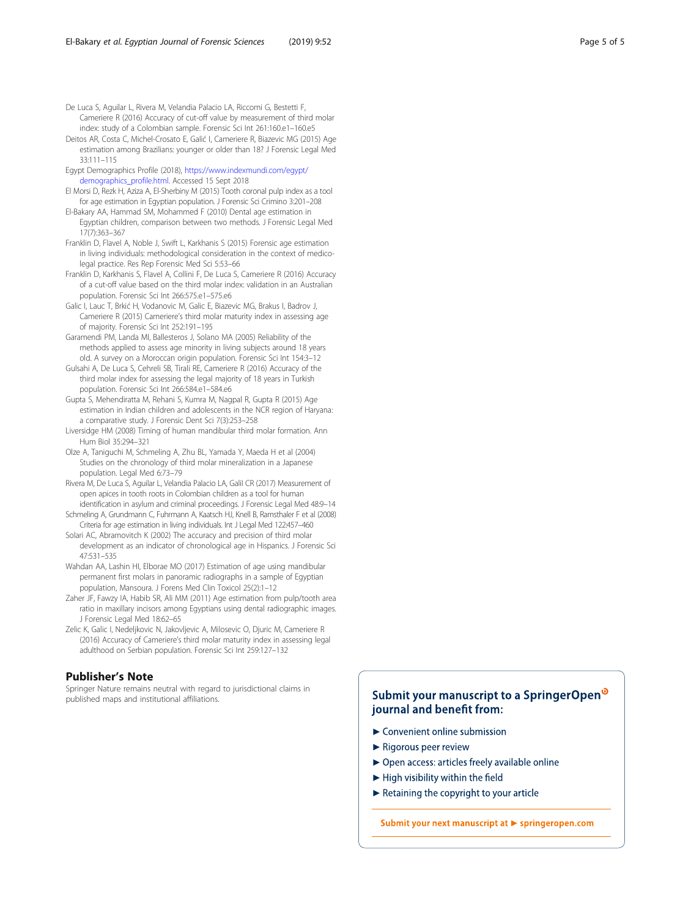De Luca S, Aguilar L, Rivera M, Velandia Palacio LA, Riccomi G, Bestetti F, Cameriere R (2016) Accuracy of cut-off value by measurement of third molar index: study of a Colombian sample. Forensic Sci Int 261:160.e1–160.e5

Deitos AR, Costa C, Michel-Crosato E, Galić I, Cameriere R, Biazevic MG (2015) Age estimation among Brazilians: younger or older than 18? J Forensic Legal Med 33:111–115

Egypt Demographics Profile (2018), https://www.indexmundi.com/egypt/demographics_profile.html. Accessed 15 Sept 2018

El Morsi D, Rezk H, Aziza A, El-Sherbiny M (2015) Tooth coronal pulp index as a tool for age estimation in Egyptian population. J Forensic Sci Crimino 3:201–208

El-Bakary AA, Hammad SM, Mohammed F (2010) Dental age estimation in Egyptian children, comparison between two methods. J Forensic Legal Med 17(7):363–367

Franklin D, Flavel A, Noble J, Swift L, Karkhanis S (2015) Forensic age estimation in living individuals: methodological consideration in the context of medico-legal practice. Res Rep Forensic Med Sci 5:53–66

Franklin D, Karkhanis S, Flavel A, Collini F, De Luca S, Cameriere R (2016) Accuracy of a cut-off value based on the third molar index: validation in an Australian population. Forensic Sci Int 266:575.e1–575.e6

Galic I, Lauc T, Brkić H, Vodanovic M, Galic E, Biazevic MG, Brakus I, Badrov J, Cameriere R (2015) Cameriere's third molar maturity index in assessing age of majority. Forensic Sci Int 252:191–195

Garamendi PM, Landa MI, Ballesteros J, Solano MA (2005) Reliability of the methods applied to assess age minority in living subjects around 18 years old. A survey on a Moroccan origin population. Forensic Sci Int 154:3–12

Gulsahi A, De Luca S, Cehreli SB, Tirali RE, Cameriere R (2016) Accuracy of the third molar index for assessing the legal majority of 18 years in Turkish population. Forensic Sci Int 266:584.e1–584.e6

Gupta S, Mehendiratta M, Rehani S, Kumra M, Nagpal R, Gupta R (2015) Age estimation in Indian children and adolescents in the NCR region of Haryana: a comparative study. J Forensic Dent Sci 7(3):253–258

Liversidge HM (2008) Timing of human mandibular third molar formation. Ann Hum Biol 35:294–321

Olze A, Taniguchi M, Schmeling A, Zhu BL, Yamada Y, Maeda H et al (2004) Studies on the chronology of third molar mineralization in a Japanese population. Legal Med 6:73–79

Rivera M, De Luca S, Aguilar L, Velandia Palacio LA, Galil CR (2017) Measurement of open apices in tooth roots in Colombian children as a tool for human identification in asylum and criminal proceedings. J Forensic Legal Med 48:9–14

Schmeling A, Grundmann C, Fuhrmann A, Kaatsch HJ, Knell B, Ramsthaler F et al (2008) Criteria for age estimation in living individuals. Int J Legal Med 122:457–460

Solari AC, Abramovitch K (2002) The accuracy and precision of third molar development as an indicator of chronological age in Hispanics. J Forensic Sci 47:531–535

Wahdan AA, Lashin HI, Elborae MO (2017) Estimation of age using mandibular permanent first molars in panoramic radiographs in a sample of Egyptian population, Mansoura. J Forens Med Clin Toxicol 25(2):1–12

Zaher JF, Fawzy IA, Habib SR, Ali MM (2011) Age estimation from pulp/tooth area ratio in maxillary incisors among Egyptians using dental radiographic images. J Forensic Legal Med 18:62–65

Zelic K, Galic I, Nedeljkovic N, Jakovljevic A, Milosevic O, Djuric M, Cameriere R (2016) Accuracy of Cameriere's third molar maturity index in assessing legal adulthood on Serbian population. Forensic Sci Int 259:127–132

## Publisher's Note

Springer Nature remains neutral with regard to jurisdictional claims in published maps and institutional affiliations.

**Submit your manuscript to a SpringerOpen journal and benefit from:**

- Convenient online submission
- Rigorous peer review
- Open access: articles freely available online
- High visibility within the field
- Retaining the copyright to your article

**Submit your next manuscript at ► springeropen.com**